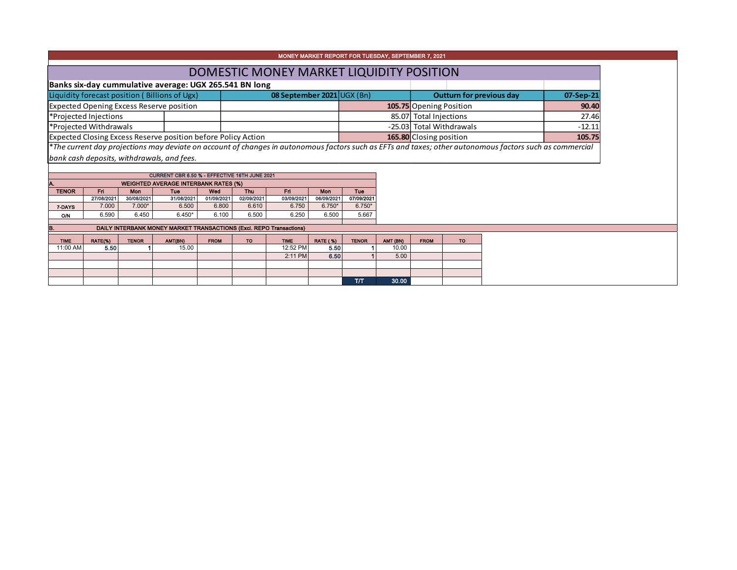MONEY MARKET REPORT FOR TUESDAY, SEPTEMBER 7, 2021

# DOMESTIC MONEY MARKET LIQUIDITY POSITION

**Banks six-day cummulative average: UGX 265.541 BN long**

| Liquidity forecast position ( Billions of Ugx) | 08 September 2021 UGX (Bn) | Outturn for previous day | 07-Sep-21 |
|---|---|---|---|
| Expected Opening Excess Reserve position | **105.75** | Opening Position | **90.40** |
| *Projected Injections | 85.07 | Total Injections | 27.46 |
| *Projected Withdrawals | -25.03 | Total Withdrawals | -12.11 |
| Expected Closing Excess Reserve position before Policy Action | **165.80** | Closing position | **105.75** |

*\*The current day projections may deviate on account of changes in autonomous factors such as EFTs and taxes; other autonomous factors such as commercial bank cash deposits, withdrawals, and fees.*

CURRENT CBR 6.50 % - EFFECTIVE 16TH JUNE 2021

**A. WEIGHTED AVERAGE INTERBANK RATES (%)**

| TENOR | Fri | Mon | Tue | Wed | Thu | Fri | Mon | Tue |
|---|---|---|---|---|---|---|---|---|
| | 27/08/2021 | 30/08/2021 | 31/08/2021 | 01/09/2021 | 02/09/2021 | 03/09/2021 | 06/09/2021 | 07/09/2021 |
| 7-DAYS | 7.000 | 7.000* | 6.500 | 6.800 | 6.610 | 6.750 | 6.750* | 6.750* |
| O/N | 6.590 | 6.450 | 6.450* | 6.100 | 6.500 | 6.250 | 6.500 | 5.667 |

**B. DAILY INTERBANK MONEY MARKET TRANSACTIONS (Excl. REPO Transactions)**

| TIME | RATE(%) | TENOR | AMT(BN) | FROM | TO | TIME | RATE ( %) | TENOR | AMT (BN) | FROM | TO |
|---|---|---|---|---|---|---|---|---|---|---|---|
| 11:00 AM | 5.50 | 1 | 15.00 | | | 12:52 PM | 5.50 | 1 | 10.00 | | |
| | | | | | | 2:11 PM | 6.50 | 1 | 5.00 | | |
| | | | | | | | | T/T | 30.00 | | |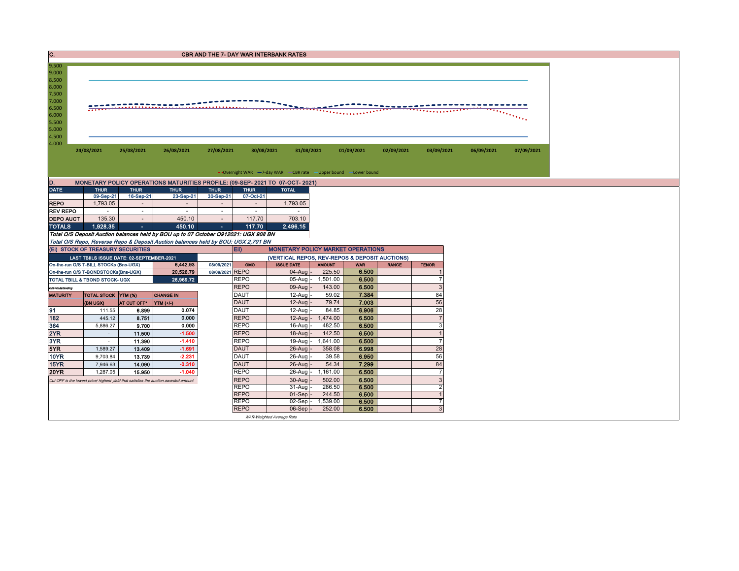## C. CBR AND THE 7- DAY WAR INTERBANK RATES

9.500
9.000
8.500
8.000
7.500
7.000
6.500
6.000
5.500
5.000
4.500
4.000

24/08/2021 25/08/2021 26/08/2021 27/08/2021 30/08/2021 31/08/2021 01/09/2021 02/09/2021 03/09/2021 06/09/2021 07/09/2021

Overnight WAR — 7-day WAR — CBR rate — Upper bound — Lower bound

## D. MONETARY POLICY OPERATIONS MATURITIES PROFILE: (09-SEP- 2021 TO 07-OCT- 2021)

| DATE | THUR | THUR | THUR | THUR | THUR | TOTAL |
|---|---|---|---|---|---|---|
| | 09-Sep-21 | 16-Sep-21 | 23-Sep-21 | 30-Sep-21 | 07-Oct-21 | |
| REPO | 1,793.05 | - | - | - | - | 1,793.05 |
| REV REPO | - | - | - | - | - | - |
| DEPO AUCT | 135.30 | - | 450.10 | - | 117.70 | 703.10 |
| TOTALS | 1,928.35 | - | 450.10 | - | 117.70 | 2,496.15 |

*Total O/S Deposit Auction balances held by BOU up to 07 October Q912021: UGX 908 BN*

*Total O/S Repo, Reverse Repo & Deposit Auction balances held by BOU: UGX 2,701 BN*

### (Ei) STOCK OF TREASURY SECURITIES

| LAST TBIILS ISSUE DATE: 02-SEPTEMBER-2021 | | |
|---|---|---|
| On-the-run O/S T-BILL STOCKs (Bns-UGX) | 6,442.93 | 08/09/2021 |
| On-the-run O/S T-BONDSTOCKs(Bns-UGX) | 20,526.79 | 08/09/2021 |
| TOTAL TBILL & TBOND STOCK- UGX | 26,969.72 | |

O/S=Outstanding

| MATURITY | TOTAL STOCK (BN UGX) | YTM (%) AT CUT OFF* | CHANGE IN YTM (+/-) |
|---|---|---|---|
| 91 | 111.55 | 6.899 | 0.074 |
| 182 | 445.12 | 8.751 | 0.000 |
| 364 | 5,886.27 | 9.700 | 0.000 |
| 2YR | - | 11.500 | -1.500 |
| 3YR | - | 11.390 | -1.410 |
| 5YR | 1,589.27 | 13.409 | -1.691 |
| 10YR | 9,703.84 | 13.739 | -2.231 |
| 15YR | 7,946.63 | 14.090 | -0.310 |
| 20YR | 1,287.05 | 15.950 | -1.040 |

*Cut OFF is the lowest price/ highest yield that satisfies the auction awarded amount.*

### Eii) MONETARY POLICY MARKET OPERATIONS

(VERTICAL REPOS, REV-REPOS & DEPOSIT AUCTIONS)

| OMO | ISSUE DATE | AMOUNT | WAR | RANGE | TENOR |
|---|---|---|---|---|---|
| REPO | 04-Aug | 225.50 | 6.500 | | 1 |
| REPO | 05-Aug | 1,501.00 | 6.500 | | 7 |
| REPO | 09-Aug | 143.00 | 6.500 | | 3 |
| DAUT | 12-Aug | 59.02 | 7.384 | | 84 |
| DAUT | 12-Aug | 79.74 | 7.003 | | 56 |
| DAUT | 12-Aug | 84.85 | 6.906 | | 28 |
| REPO | 12-Aug | 1,474.00 | 6.500 | | 7 |
| REPO | 16-Aug | 482.50 | 6.500 | | 3 |
| REPO | 18-Aug | 142.50 | 6.500 | | 1 |
| REPO | 19-Aug | 1,641.00 | 6.500 | | 7 |
| DAUT | 26-Aug | 358.08 | 6.998 | | 28 |
| DAUT | 26-Aug | 39.58 | 6.950 | | 56 |
| DAUT | 26-Aug | 54.34 | 7.299 | | 84 |
| REPO | 26-Aug | 1,161.00 | 6.500 | | 7 |
| REPO | 30-Aug | 502.00 | 6.500 | | 3 |
| REPO | 31-Aug | 286.50 | 6.500 | | 2 |
| REPO | 01-Sep | 244.50 | 6.500 | | 1 |
| REPO | 02-Sep | 1,539.00 | 6.500 | | 7 |
| REPO | 06-Sep | 252.00 | 6.500 | | 3 |

*WAR-Weighted Average Rate*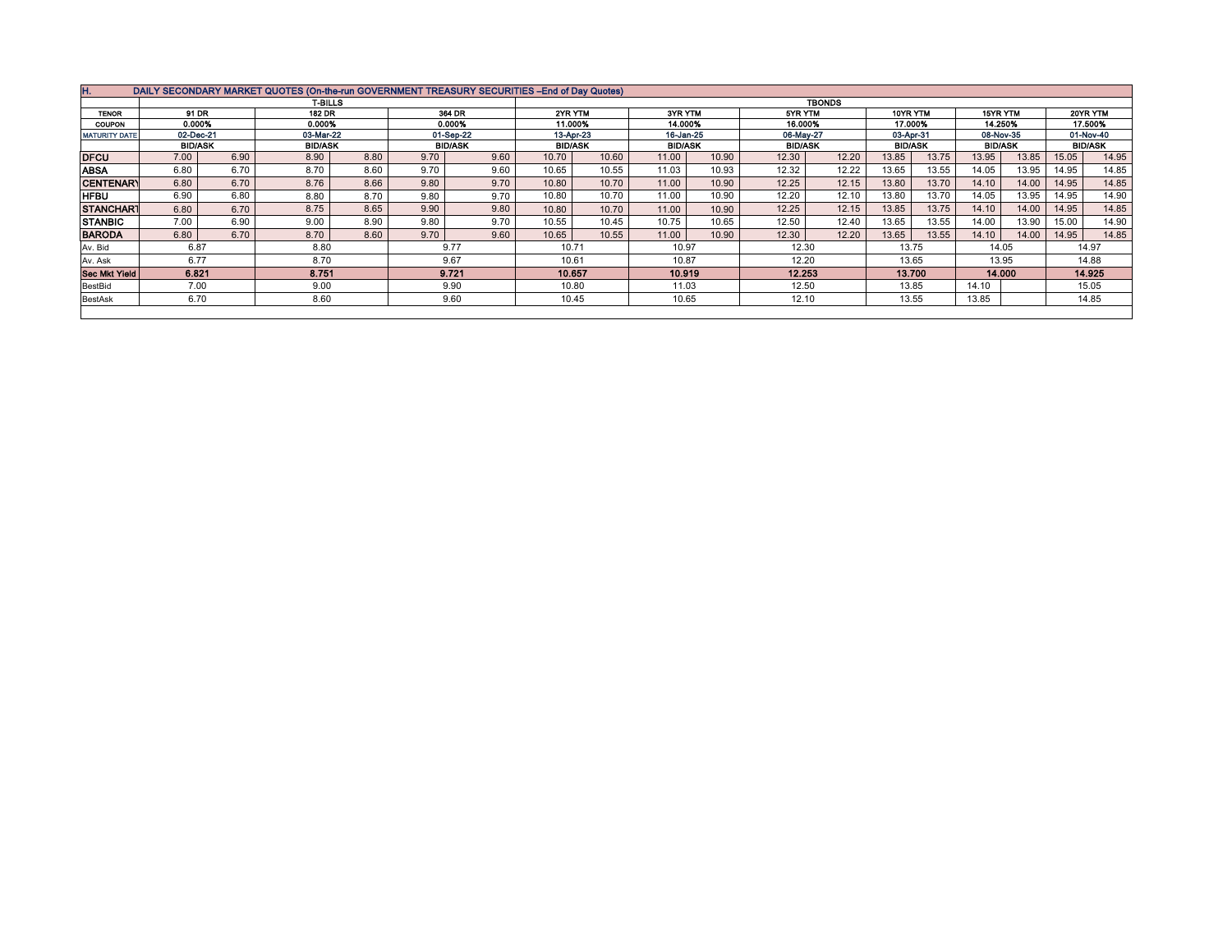**H. DAILY SECONDARY MARKET QUOTES (On-the-run GOVERNMENT TREASURY SECURITIES –End of Day Quotes)**

| | T-BILLS | | | | | | TBONDS | | | | | | | | | | | |
|---|---|---|---|---|---|---|---|---|---|---|---|---|---|---|---|---|---|---|
| TENOR | 91 DR | | 182 DR | | 364 DR | | 2YR YTM | | 3YR YTM | | 5YR YTM | | 10YR YTM | | 15YR YTM | | 20YR YTM | |
| COUPON | 0.000% | | 0.000% | | 0.000% | | 11.000% | | 14.000% | | 16.000% | | 17.000% | | 14.250% | | 17.500% | |
| MATURITY DATE | 02-Dec-21 | | 03-Mar-22 | | 01-Sep-22 | | 13-Apr-23 | | 16-Jan-25 | | 06-May-27 | | 03-Apr-31 | | 08-Nov-35 | | 01-Nov-40 | |
| | BID/ASK | | BID/ASK | | BID/ASK | | BID/ASK | | BID/ASK | | BID/ASK | | BID/ASK | | BID/ASK | | BID/ASK | |
| **DFCU** | 7.00 | 6.90 | 8.90 | 8.80 | 9.70 | 9.60 | 10.70 | 10.60 | 11.00 | 10.90 | 12.30 | 12.20 | 13.85 | 13.75 | 13.95 | 13.85 | 15.05 | 14.95 |
| **ABSA** | 6.80 | 6.70 | 8.70 | 8.60 | 9.70 | 9.60 | 10.65 | 10.55 | 11.03 | 10.93 | 12.32 | 12.22 | 13.65 | 13.55 | 14.05 | 13.95 | 14.95 | 14.85 |
| **CENTENARY** | 6.80 | 6.70 | 8.76 | 8.66 | 9.80 | 9.70 | 10.80 | 10.70 | 11.00 | 10.90 | 12.25 | 12.15 | 13.80 | 13.70 | 14.10 | 14.00 | 14.95 | 14.85 |
| **HFBU** | 6.90 | 6.80 | 8.80 | 8.70 | 9.80 | 9.70 | 10.80 | 10.70 | 11.00 | 10.90 | 12.20 | 12.10 | 13.80 | 13.70 | 14.05 | 13.95 | 14.95 | 14.90 |
| **STANCHART** | 6.80 | 6.70 | 8.75 | 8.65 | 9.90 | 9.80 | 10.80 | 10.70 | 11.00 | 10.90 | 12.25 | 12.15 | 13.85 | 13.75 | 14.10 | 14.00 | 14.95 | 14.85 |
| **STANBIC** | 7.00 | 6.90 | 9.00 | 8.90 | 9.80 | 9.70 | 10.55 | 10.45 | 10.75 | 10.65 | 12.50 | 12.40 | 13.65 | 13.55 | 14.00 | 13.90 | 15.00 | 14.90 |
| **BARODA** | 6.80 | 6.70 | 8.70 | 8.60 | 9.70 | 9.60 | 10.65 | 10.55 | 11.00 | 10.90 | 12.30 | 12.20 | 13.65 | 13.55 | 14.10 | 14.00 | 14.95 | 14.85 |
| Av. Bid | 6.87 | | 8.80 | | 9.77 | | 10.71 | | 10.97 | | 12.30 | | 13.75 | | 14.05 | | 14.97 | |
| Av. Ask | 6.77 | | 8.70 | | 9.67 | | 10.61 | | 10.87 | | 12.20 | | 13.65 | | 13.95 | | 14.88 | |
| **Sec Mkt Yield** | **6.821** | | **8.751** | | **9.721** | | **10.657** | | **10.919** | | **12.253** | | **13.700** | | **14.000** | | **14.925** | |
| BestBid | 7.00 | | 9.00 | | 9.90 | | 10.80 | | 11.03 | | 12.50 | | 13.85 | | 14.10 | | 15.05 | |
| BestAsk | 6.70 | | 8.60 | | 9.60 | | 10.45 | | 10.65 | | 12.10 | | 13.55 | | 13.85 | | 14.85 | |